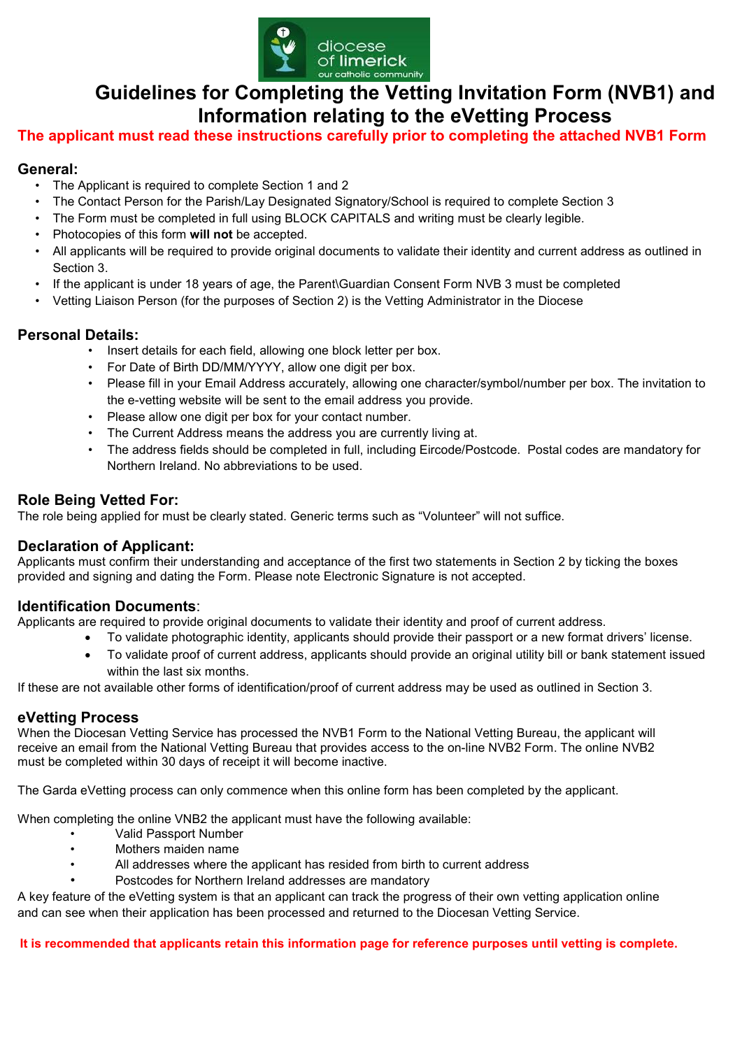diocese of limerick
our catholic community

# Guidelines for Completing the Vetting Invitation Form (NVB1) and Information relating to the eVetting Process

**The applicant must read these instructions carefully prior to completing the attached NVB1 Form**

## General:

- The Applicant is required to complete Section 1 and 2
- The Contact Person for the Parish/Lay Designated Signatory/School is required to complete Section 3
- The Form must be completed in full using BLOCK CAPITALS and writing must be clearly legible.
- Photocopies of this form **will not** be accepted.
- All applicants will be required to provide original documents to validate their identity and current address as outlined in Section 3.
- If the applicant is under 18 years of age, the Parent\Guardian Consent Form NVB 3 must be completed
- Vetting Liaison Person (for the purposes of Section 2) is the Vetting Administrator in the Diocese

## Personal Details:

- Insert details for each field, allowing one block letter per box.
- For Date of Birth DD/MM/YYYY, allow one digit per box.
- Please fill in your Email Address accurately, allowing one character/symbol/number per box. The invitation to the e-vetting website will be sent to the email address you provide.
- Please allow one digit per box for your contact number.
- The Current Address means the address you are currently living at.
- The address fields should be completed in full, including Eircode/Postcode. Postal codes are mandatory for Northern Ireland. No abbreviations to be used.

## Role Being Vetted For:

The role being applied for must be clearly stated. Generic terms such as "Volunteer" will not suffice.

## Declaration of Applicant:

Applicants must confirm their understanding and acceptance of the first two statements in Section 2 by ticking the boxes provided and signing and dating the Form. Please note Electronic Signature is not accepted.

## Identification Documents:

Applicants are required to provide original documents to validate their identity and proof of current address.

- To validate photographic identity, applicants should provide their passport or a new format drivers' license.
- To validate proof of current address, applicants should provide an original utility bill or bank statement issued within the last six months.

If these are not available other forms of identification/proof of current address may be used as outlined in Section 3.

## eVetting Process

When the Diocesan Vetting Service has processed the NVB1 Form to the National Vetting Bureau, the applicant will receive an email from the National Vetting Bureau that provides access to the on-line NVB2 Form. The online NVB2 must be completed within 30 days of receipt it will become inactive.

The Garda eVetting process can only commence when this online form has been completed by the applicant.

When completing the online VNB2 the applicant must have the following available:

- Valid Passport Number
- Mothers maiden name
- All addresses where the applicant has resided from birth to current address
- Postcodes for Northern Ireland addresses are mandatory

A key feature of the eVetting system is that an applicant can track the progress of their own vetting application online and can see when their application has been processed and returned to the Diocesan Vetting Service.

**It is recommended that applicants retain this information page for reference purposes until vetting is complete.**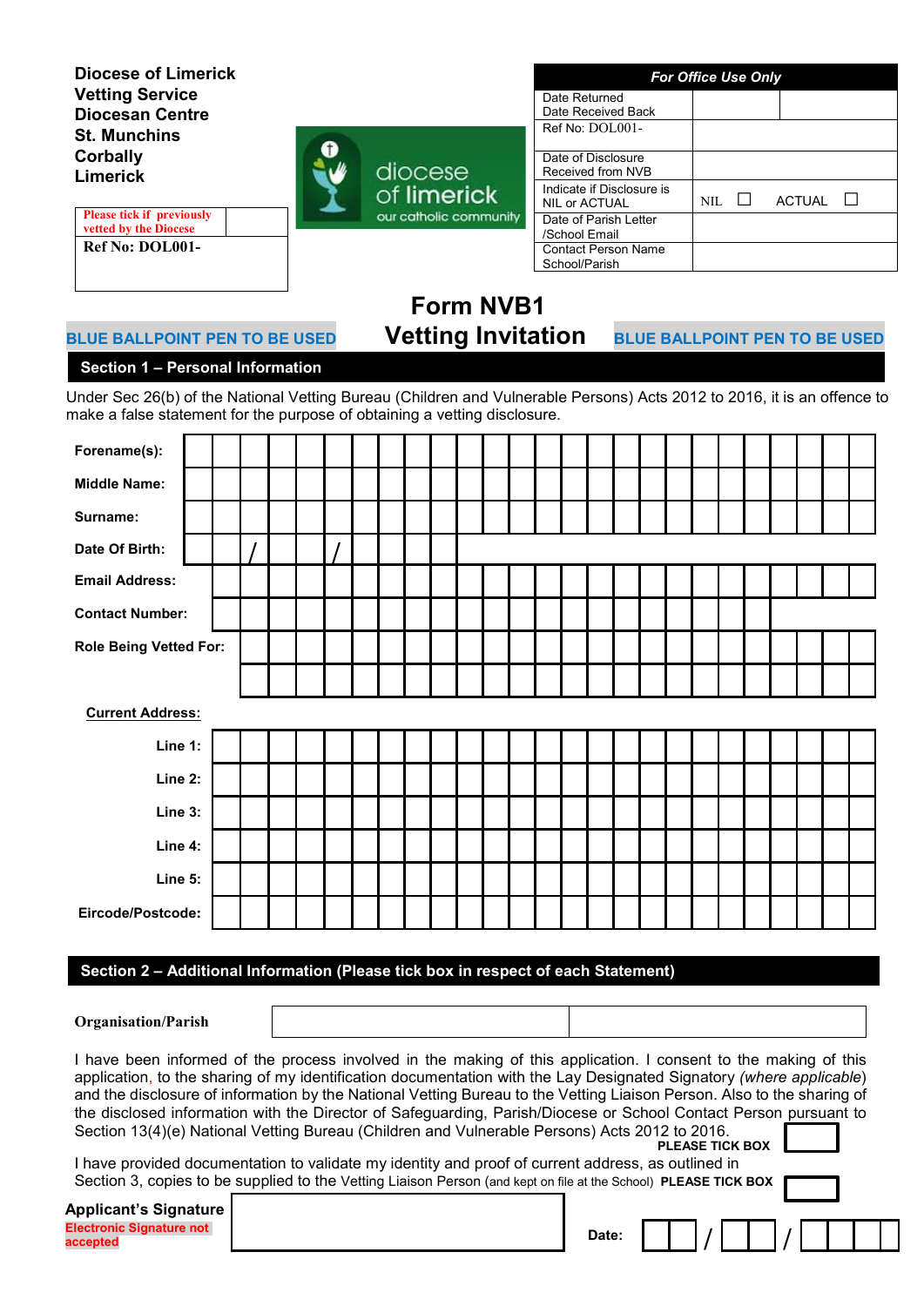**Diocese of Limerick**
**Vetting Service**
**Diocesan Centre**
**St. Munchins**
**Corbally**
**Limerick**

| Please tick if previously vetted by the Diocese | |
|---|---|
| **Ref No: DOL001-** | |

diocese of limerick
our catholic community

| *For Office Use Only* | | |
|---|---|---|
| Date Returned<br>Date Received Back | | |
| Ref No: DOL001- | | |
| Date of Disclosure Received from NVB | | |
| Indicate if Disclosure is NIL or ACTUAL | NIL ☐ | ACTUAL ☐ |
| Date of Parish Letter /School Email | | |
| Contact Person Name School/Parish | | |

# Form NVB1
# Vetting Invitation

**BLUE BALLPOINT PEN TO BE USED** **BLUE BALLPOINT PEN TO BE USED**

## Section 1 – Personal Information

Under Sec 26(b) of the National Vetting Bureau (Children and Vulnerable Persons) Acts 2012 to 2016, it is an offence to make a false statement for the purpose of obtaining a vetting disclosure.

| | |
|---|---|
| **Forename(s):** | |
| **Middle Name:** | |
| **Surname:** | |
| **Date Of Birth:** | __ __ / __ __ / __ __ __ __ |
| **Email Address:** | |
| **Contact Number:** | |
| **Role Being Vetted For:** | |
| | |

**Current Address:**

| | |
|---|---|
| **Line 1:** | |
| **Line 2:** | |
| **Line 3:** | |
| **Line 4:** | |
| **Line 5:** | |
| **Eircode/Postcode:** | |

## Section 2 – Additional Information (Please tick box in respect of each Statement)

| **Organisation/Parish** | | |
|---|---|---|

I have been informed of the process involved in the making of this application. I consent to the making of this application, to the sharing of my identification documentation with the Lay Designated Signatory *(where applicable)* and the disclosure of information by the National Vetting Bureau to the Vetting Liaison Person. Also to the sharing of the disclosed information with the Director of Safeguarding, Parish/Diocese or School Contact Person pursuant to Section 13(4)(e) National Vetting Bureau (Children and Vulnerable Persons) Acts 2012 to 2016. **PLEASE TICK BOX** ☐

I have provided documentation to validate my identity and proof of current address, as outlined in Section 3, copies to be supplied to the Vetting Liaison Person (and kept on file at the School) **PLEASE TICK BOX** ☐

**Applicant's Signature**
**Electronic Signature not accepted**

**Date:** __ __ / __ __ / __ __ __ __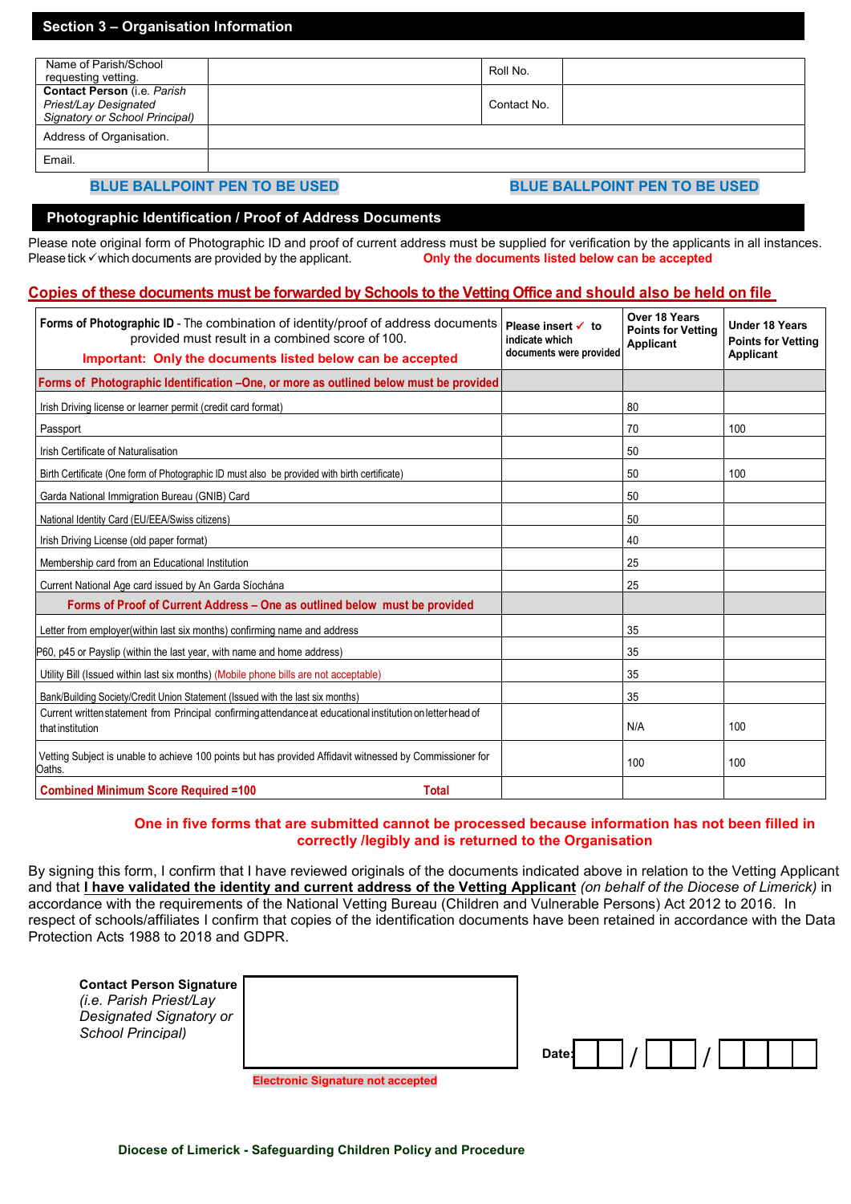## Section 3 – Organisation Information

| | | | |
|---|---|---|---|
| Name of Parish/School requesting vetting. | | Roll No. | |
| **Contact Person** (i.e. *Parish Priest/Lay Designated Signatory or School Principal)* | | Contact No. | |
| Address of Organisation. | | | |
| Email. | | | |

**BLUE BALLPOINT PEN TO BE USED** **BLUE BALLPOINT PEN TO BE USED**

## Photographic Identification / Proof of Address Documents

Please note original form of Photographic ID and proof of current address must be supplied for verification by the applicants in all instances. Please tick ✓ which documents are provided by the applicant. **Only the documents listed below can be accepted**

**Copies of these documents must be forwarded by Schools to the Vetting Office and should also be held on file**

| **Forms of Photographic ID** - The combination of identity/proof of address documents provided must result in a combined score of 100. **Important: Only the documents listed below can be accepted** | **Please insert ✓ to indicate which documents were provided** | **Over 18 Years Points for Vetting Applicant** | **Under 18 Years Points for Vetting Applicant** |
|---|---|---|---|
| **Forms of Photographic Identification –One, or more as outlined below must be provided** | | | |
| Irish Driving license or learner permit (credit card format) | | 80 | |
| Passport | | 70 | 100 |
| Irish Certificate of Naturalisation | | 50 | |
| Birth Certificate (One form of Photographic ID must also be provided with birth certificate) | | 50 | 100 |
| Garda National Immigration Bureau (GNIB) Card | | 50 | |
| National Identity Card (EU/EEA/Swiss citizens) | | 50 | |
| Irish Driving License (old paper format) | | 40 | |
| Membership card from an Educational Institution | | 25 | |
| Current National Age card issued by An Garda Síochána | | 25 | |
| **Forms of Proof of Current Address – One as outlined below must be provided** | | | |
| Letter from employer(within last six months) confirming name and address | | 35 | |
| P60, p45 or Payslip (within the last year, with name and home address) | | 35 | |
| Utility Bill (Issued within last six months) (Mobile phone bills are not acceptable) | | 35 | |
| Bank/Building Society/Credit Union Statement (Issued with the last six months) | | 35 | |
| Current written statement from Principal confirming attendance at educational institution on letter head of that institution | | N/A | 100 |
| Vetting Subject is unable to achieve 100 points but has provided Affidavit witnessed by Commissioner for Oaths. | | 100 | 100 |
| **Combined Minimum Score Required =100** **Total** | | | |

**One in five forms that are submitted cannot be processed because information has not been filled in correctly /legibly and is returned to the Organisation**

By signing this form, I confirm that I have reviewed originals of the documents indicated above in relation to the Vetting Applicant and that **I have validated the identity and current address of the Vetting Applicant** *(on behalf of the Diocese of Limerick)* in accordance with the requirements of the National Vetting Bureau (Children and Vulnerable Persons) Act 2012 to 2016. In respect of schools/affiliates I confirm that copies of the identification documents have been retained in accordance with the Data Protection Acts 1988 to 2018 and GDPR.

**Contact Person Signature**
*(i.e. Parish Priest/Lay Designated Signatory or School Principal)*

**Electronic Signature not accepted**

Date: __ __ / __ __ / __ __ __ __